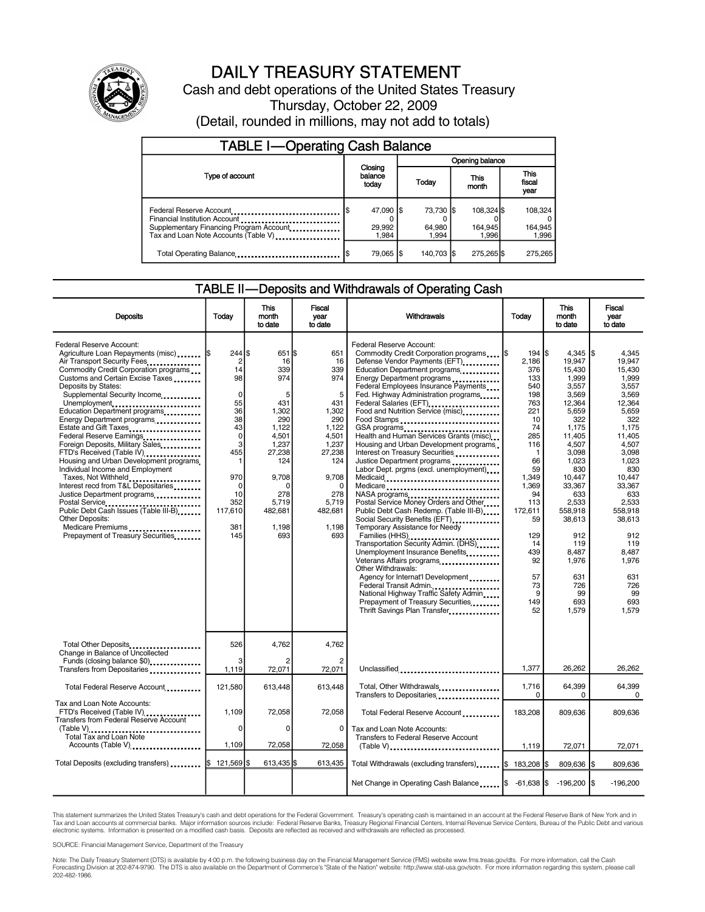# DAILY TREASURY STATEMENT

Cash and debt operations of the United States Treasury

Thursday, October 22, 2009

(Detail, rounded in millions, may not add to totals)

## TABLE I—Operating Cash Balance

| Type of account | Closing balance today | Opening balance Today | Opening balance This month | Opening balance This fiscal year |
|---|---|---|---|---|
| Federal Reserve Account | $ 47,090 | $ 73,730 | $ 108,324 | $ 108,324 |
| Financial Institution Account | 0 | 0 | 0 | 0 |
| Supplementary Financing Program Account | 29,992 | 64,980 | 164,945 | 164,945 |
| Tax and Loan Note Accounts (Table V) | 1,984 | 1,994 | 1,996 | 1,996 |
| Total Operating Balance | $ 79,065 | $ 140,703 | $ 275,265 | $ 275,265 |

## TABLE II—Deposits and Withdrawals of Operating Cash

| Deposits | Today | This month to date | Fiscal year to date |
|---|---|---|---|
| Federal Reserve Account: | | | |
| Agriculture Loan Repayments (misc) | $ 244 | $ 651 | $ 651 |
| Air Transport Security Fees | 2 | 16 | 16 |
| Commodity Credit Corporation programs | 14 | 339 | 339 |
| Customs and Certain Excise Taxes | 98 | 974 | 974 |
| Deposits by States: | | | |
| Supplemental Security Income | 0 | 5 | 5 |
| Unemployment | 55 | 431 | 431 |
| Education Department programs | 36 | 1,302 | 1,302 |
| Energy Department programs | 38 | 290 | 290 |
| Estate and Gift Taxes | 43 | 1,122 | 1,122 |
| Federal Reserve Earnings | 0 | 4,501 | 4,501 |
| Foreign Deposits, Military Sales | 3 | 1,237 | 1,237 |
| FTD's Received (Table IV) | 455 | 27,238 | 27,238 |
| Housing and Urban Development programs | 1 | 124 | 124 |
| Individual Income and Employment Taxes, Not Withheld | 970 | 9,708 | 9,708 |
| Interest recd from T&L Depositaries | 0 | 0 | 0 |
| Justice Department programs | 10 | 278 | 278 |
| Postal Service | 352 | 5,719 | 5,719 |
| Public Debt Cash Issues (Table III-B) | 117,610 | 482,681 | 482,681 |
| Other Deposits: | | | |
| Medicare Premiums | 381 | 1,198 | 1,198 |
| Prepayment of Treasury Securities | 145 | 693 | 693 |
| Total Other Deposits | 526 | 4,762 | 4,762 |
| Change in Balance of Uncollected Funds (closing balance $0) | 3 | 2 | 2 |
| Transfers from Depositaries | 1,119 | 72,071 | 72,071 |
| Total Federal Reserve Account | 121,580 | 613,448 | 613,448 |
| Tax and Loan Note Accounts: | | | |
| FTD's Received (Table IV) | 1,109 | 72,058 | 72,058 |
| Transfers from Federal Reserve Account (Table V) | 0 | 0 | 0 |
| Total Tax and Loan Note Accounts (Table V) | 1,109 | 72,058 | 72,058 |
| Total Deposits (excluding transfers) | $ 121,569 | $ 613,435 | $ 613,435 |

| Withdrawals | Today | This month to date | Fiscal year to date |
|---|---|---|---|
| Federal Reserve Account: | | | |
| Commodity Credit Corporation programs | $ 194 | $ 4,345 | $ 4,345 |
| Defense Vendor Payments (EFT) | 2,186 | 19,947 | 19,947 |
| Education Department programs | 376 | 15,430 | 15,430 |
| Energy Department programs | 133 | 1,999 | 1,999 |
| Federal Employees Insurance Payments | 540 | 3,557 | 3,557 |
| Fed. Highway Administration programs | 198 | 3,569 | 3,569 |
| Federal Salaries (EFT) | 763 | 12,364 | 12,364 |
| Food and Nutrition Service (misc) | 221 | 5,659 | 5,659 |
| Food Stamps | 10 | 322 | 322 |
| GSA programs | 74 | 1,175 | 1,175 |
| Health and Human Services Grants (misc) | 285 | 11,405 | 11,405 |
| Housing and Urban Development programs | 116 | 4,507 | 4,507 |
| Interest on Treasury Securities | 1 | 3,098 | 3,098 |
| Justice Department programs | 66 | 1,023 | 1,023 |
| Labor Dept. prgms (excl. unemployment) | 59 | 830 | 830 |
| Medicaid | 1,349 | 10,447 | 10,447 |
| Medicare | 1,369 | 33,367 | 33,367 |
| NASA programs | 94 | 633 | 633 |
| Postal Service Money Orders and Other | 113 | 2,533 | 2,533 |
| Public Debt Cash Redemp. (Table III-B) | 172,611 | 558,918 | 558,918 |
| Social Security Benefits (EFT) | 59 | 38,613 | 38,613 |
| Temporary Assistance for Needy Families (HHS) | 129 | 912 | 912 |
| Transportation Security Admin. (DHS) | 14 | 119 | 119 |
| Unemployment Insurance Benefits | 439 | 8,487 | 8,487 |
| Veterans Affairs programs | 92 | 1,976 | 1,976 |
| Other Withdrawals: | | | |
| Agency for Internat'l Development | 57 | 631 | 631 |
| Federal Transit Admin. | 73 | 726 | 726 |
| National Highway Traffic Safety Admin | 9 | 99 | 99 |
| Prepayment of Treasury Securities | 149 | 693 | 693 |
| Thrift Savings Plan Transfer | 52 | 1,579 | 1,579 |
| Unclassified | 1,377 | 26,262 | 26,262 |
| Total, Other Withdrawals | 1,716 | 64,399 | 64,399 |
| Transfers to Depositaries | 0 | 0 | 0 |
| Total Federal Reserve Account | 183,208 | 809,636 | 809,636 |
| Tax and Loan Note Accounts: | | | |
| Transfers to Federal Reserve Account (Table V) | 1,119 | 72,071 | 72,071 |
| Total Withdrawals (excluding transfers) | $ 183,208 | $ 809,636 | $ 809,636 |
| Net Change in Operating Cash Balance | $ -61,638 | $ -196,200 | $ -196,200 |

This statement summarizes the United States Treasury's cash and debt operations for the Federal Government. Treasury's operating cash is maintained in an account at the Federal Reserve Bank of New York and in Tax and Loan accounts at commercial banks. Major information sources include: Federal Reserve Banks, Treasury Regional Financial Centers, Internal Revenue Service Centers, Bureau of the Public Debt and various electronic systems. Information is presented on a modified cash basis. Deposits are reflected as received and withdrawals are reflected as processed.

SOURCE: Financial Management Service, Department of the Treasury

Note: The Daily Treasury Statement (DTS) is available by 4:00 p.m. the following business day on the Financial Management Service (FMS) website www.fms.treas.gov/dts. For more information, call the Cash Forecasting Division at 202-874-9790. The DTS is also available on the Department of Commerce's "State of the Nation" website: http://www.stat-usa.gov/sotn. For more information regarding this system, please call 202-482-1986.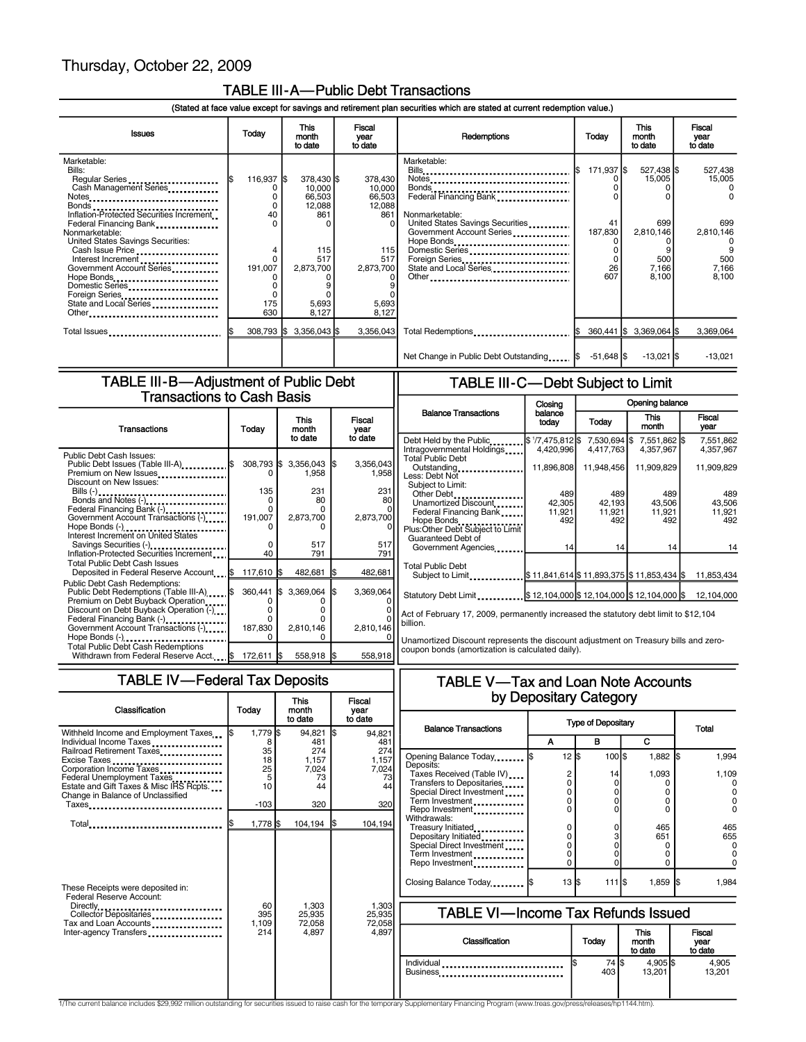Thursday, October 22, 2009

## TABLE III-A—Public Debt Transactions

(Stated at face value except for savings and retirement plan securities which are stated at current redemption value.)

| Issues | Today | This month to date | Fiscal year to date |
|---|---|---|---|
| Marketable: | | | |
| Bills: | | | |
| Regular Series | $ 116,937 | $ 378,430 | $ 378,430 |
| Cash Management Series | 0 | 10,000 | 10,000 |
| Notes | 0 | 66,503 | 66,503 |
| Bonds | 0 | 12,088 | 12,088 |
| Inflation-Protected Securities Increment | 40 | 861 | 861 |
| Federal Financing Bank | 0 | 0 | 0 |
| Nonmarketable: | | | |
| United States Savings Securities: | | | |
| Cash Issue Price | 4 | 115 | 115 |
| Interest Increment | 0 | 517 | 517 |
| Government Account Series | 191,007 | 2,873,700 | 2,873,700 |
| Hope Bonds | 0 | 0 | 0 |
| Domestic Series | 0 | 9 | 9 |
| Foreign Series | 0 | 0 | 0 |
| State and Local Series | 175 | 5,693 | 5,693 |
| Other | 630 | 8,127 | 8,127 |
| Total Issues | $ 308,793 | $ 3,356,043 | $ 3,356,043 |

| Redemptions | Today | This month to date | Fiscal year to date |
|---|---|---|---|
| Marketable: | | | |
| Bills | $ 171,937 | $ 527,438 | $ 527,438 |
| Notes | 0 | 15,005 | 15,005 |
| Bonds | 0 | 0 | 0 |
| Federal Financing Bank | 0 | 0 | 0 |
| Nonmarketable: | | | |
| United States Savings Securities | 41 | 699 | 699 |
| Government Account Series | 187,830 | 2,810,146 | 2,810,146 |
| Hope Bonds | 0 | 0 | 0 |
| Domestic Series | 0 | 9 | 9 |
| Foreign Series | 0 | 500 | 500 |
| State and Local Series | 26 | 7,166 | 7,166 |
| Other | 607 | 8,100 | 8,100 |
| Total Redemptions | $ 360,441 | $ 3,369,064 | $ 3,369,064 |
| Net Change in Public Debt Outstanding | $ -51,648 | $ -13,021 | $ -13,021 |

## TABLE III-B—Adjustment of Public Debt Transactions to Cash Basis

| Transactions | Today | This month to date | Fiscal year to date |
|---|---|---|---|
| Public Debt Cash Issues: | | | |
| Public Debt Issues (Table III-A) | $ 308,793 | $ 3,356,043 | $ 3,356,043 |
| Premium on New Issues | 0 | 1,958 | 1,958 |
| Discount on New Issues: | | | |
| Bills (-) | 135 | 231 | 231 |
| Bonds and Notes (-) | 0 | 80 | 80 |
| Federal Financing Bank (-) | 0 | 0 | 0 |
| Government Account Transactions (-) | 191,007 | 2,873,700 | 2,873,700 |
| Hope Bonds (-) | 0 | 0 | 0 |
| Interest Increment on United States Savings Securities (-) | 0 | 517 | 517 |
| Inflation-Protected Securities Increment | 40 | 791 | 791 |
| Total Public Debt Cash Issues Deposited in Federal Reserve Account | $ 117,610 | $ 482,681 | $ 482,681 |
| Public Debt Cash Redemptions: | | | |
| Public Debt Redemptions (Table III-A) | $ 360,441 | $ 3,369,064 | $ 3,369,064 |
| Premium on Debt Buyback Operation | 0 | 0 | 0 |
| Discount on Debt Buyback Operation (-) | 0 | 0 | 0 |
| Federal Financing Bank (-) | 0 | 0 | 0 |
| Government Account Transactions (-) | 187,830 | 2,810,146 | 2,810,146 |
| Hope Bonds (-) | 0 | 0 | 0 |
| Total Public Debt Cash Redemptions Withdrawn from Federal Reserve Acct. | $ 172,611 | $ 558,918 | $ 558,918 |

## TABLE III-C—Debt Subject to Limit

| Balance Transactions | Closing balance today | Opening balance Today | Opening balance This month | Opening balance Fiscal year |
|---|---|---|---|---|
| Debt Held by the Public | $ [1]7,475,812 | $ 7,530,694 | $ 7,551,862 | $ 7,551,862 |
| Intragovernmental Holdings | 4,420,996 | 4,417,763 | 4,357,967 | 4,357,967 |
| Total Public Debt Outstanding | 11,896,808 | 11,948,456 | 11,909,829 | 11,909,829 |
| Less: Debt Not Subject to Limit: | | | | |
| Other Debt | 489 | 489 | 489 | 489 |
| Unamortized Discount | 42,305 | 42,193 | 43,506 | 43,506 |
| Federal Financing Bank | 11,921 | 11,921 | 11,921 | 11,921 |
| Hope Bonds | 492 | 492 | 492 | 492 |
| Plus: Other Debt Subject to Limit | | | | |
| Guaranteed Debt of Government Agencies | 14 | 14 | 14 | 14 |
| Total Public Debt Subject to Limit | $ 11,841,614 | $ 11,893,375 | $ 11,853,434 | $ 11,853,434 |
| Statutory Debt Limit | $ 12,104,000 | $ 12,104,000 | $ 12,104,000 | $ 12,104,000 |

Act of February 17, 2009, permanently increased the statutory debt limit to $12,104 billion.

Unamortized Discount represents the discount adjustment on Treasury bills and zero-coupon bonds (amortization is calculated daily).

## TABLE IV—Federal Tax Deposits

| Classification | Today | This month to date | Fiscal year to date |
|---|---|---|---|
| Withheld Income and Employment Taxes | $ 1,779 | $ 94,821 | $ 94,821 |
| Individual Income Taxes | 8 | 481 | 481 |
| Railroad Retirement Taxes | 35 | 274 | 274 |
| Excise Taxes | 18 | 1,157 | 1,157 |
| Corporation Income Taxes | 25 | 7,024 | 7,024 |
| Federal Unemployment Taxes | 5 | 73 | 73 |
| Estate and Gift Taxes & Misc IRS Rcpts. | 10 | 44 | 44 |
| Change in Balance of Unclassified Taxes | -103 | 320 | 320 |
| Total | $ 1,778 | $ 104,194 | $ 104,194 |
| These Receipts were deposited in: | | | |
| Federal Reserve Account: | | | |
| Directly | 60 | 1,303 | 1,303 |
| Collector Depositaries | 395 | 25,935 | 25,935 |
| Tax and Loan Accounts | 1,109 | 72,058 | 72,058 |
| Inter-agency Transfers | 214 | 4,897 | 4,897 |

## TABLE V—Tax and Loan Note Accounts by Depositary Category

| Balance Transactions | Type of Depositary A | B | C | Total |
|---|---|---|---|---|
| Opening Balance Today | $ 12 | $ 100 | $ 1,882 | $ 1,994 |
| Deposits: | | | | |
| Taxes Received (Table IV) | 2 | 14 | 1,093 | 1,109 |
| Transfers to Depositaries | 0 | 0 | 0 | 0 |
| Special Direct Investment | 0 | 0 | 0 | 0 |
| Term Investment | 0 | 0 | 0 | 0 |
| Repo Investment | 0 | 0 | 0 | 0 |
| Withdrawals: | | | | |
| Treasury Initiated | 0 | 0 | 465 | 465 |
| Depositary Initiated | 0 | 3 | 651 | 655 |
| Special Direct Investment | 0 | 0 | 0 | 0 |
| Term Investment | 0 | 0 | 0 | 0 |
| Repo Investment | 0 | 0 | 0 | 0 |
| Closing Balance Today | $ 13 | $ 111 | $ 1,859 | $ 1,984 |

## TABLE VI—Income Tax Refunds Issued

| Classification | Today | This month to date | Fiscal year to date |
|---|---|---|---|
| Individual | $ 74 | $ 4,905 | $ 4,905 |
| Business | 403 | 13,201 | 13,201 |

1/The current balance includes $29,992 million outstanding for securities issued to raise cash for the temporary Supplementary Financing Program (www.treas.gov/press/releases/hp1144.htm).